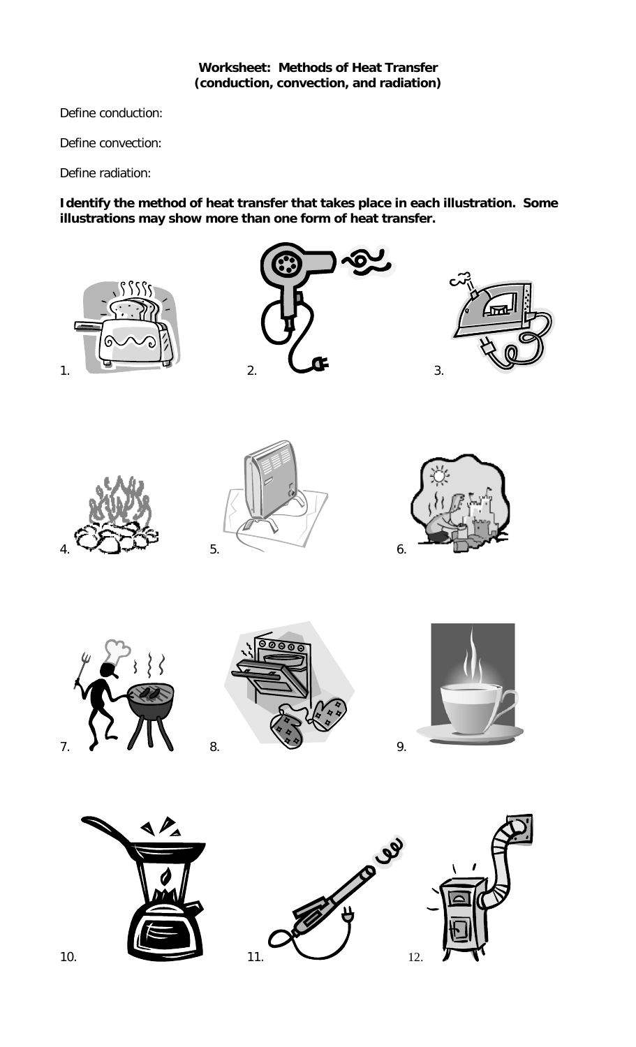**Worksheet: Methods of Heat Transfer**
**(conduction, convection, and radiation)**

Define conduction:

Define convection:

Define radiation:

**Identify the method of heat transfer that takes place in each illustration. Some illustrations may show more than one form of heat transfer.**

1.

2.

3.

4.

5.

6.

7.

8.

9.

10.

11.

12.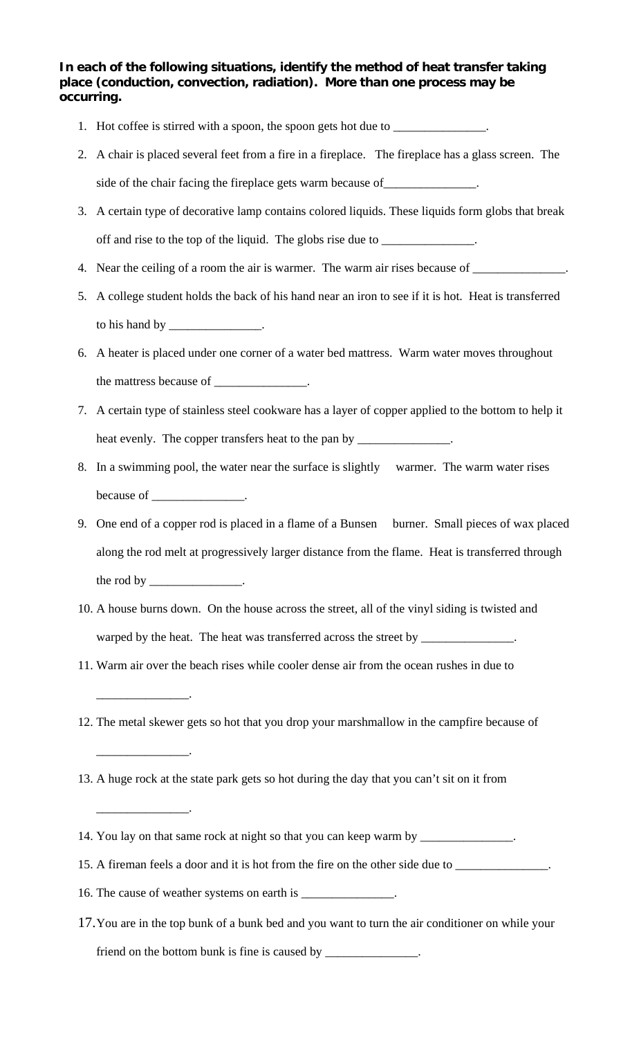**In each of the following situations, identify the method of heat transfer taking place (conduction, convection, radiation). More than one process may be occurring.**

1. Hot coffee is stirred with a spoon, the spoon gets hot due to _______________.
2. A chair is placed several feet from a fire in a fireplace. The fireplace has a glass screen. The side of the chair facing the fireplace gets warm because of_______________.
3. A certain type of decorative lamp contains colored liquids. These liquids form globs that break off and rise to the top of the liquid. The globs rise due to _______________.
4. Near the ceiling of a room the air is warmer. The warm air rises because of _______________.
5. A college student holds the back of his hand near an iron to see if it is hot. Heat is transferred to his hand by _______________.
6. A heater is placed under one corner of a water bed mattress. Warm water moves throughout the mattress because of _______________.
7. A certain type of stainless steel cookware has a layer of copper applied to the bottom to help it heat evenly. The copper transfers heat to the pan by _______________.
8. In a swimming pool, the water near the surface is slightly warmer. The warm water rises because of _______________.
9. One end of a copper rod is placed in a flame of a Bunsen burner. Small pieces of wax placed along the rod melt at progressively larger distance from the flame. Heat is transferred through the rod by _______________.
10. A house burns down. On the house across the street, all of the vinyl siding is twisted and warped by the heat. The heat was transferred across the street by _______________.
11. Warm air over the beach rises while cooler dense air from the ocean rushes in due to _______________.
12. The metal skewer gets so hot that you drop your marshmallow in the campfire because of _______________.
13. A huge rock at the state park gets so hot during the day that you can't sit on it from _______________.
14. You lay on that same rock at night so that you can keep warm by _______________.
15. A fireman feels a door and it is hot from the fire on the other side due to _______________.
16. The cause of weather systems on earth is _______________.
17. You are in the top bunk of a bunk bed and you want to turn the air conditioner on while your friend on the bottom bunk is fine is caused by _______________.